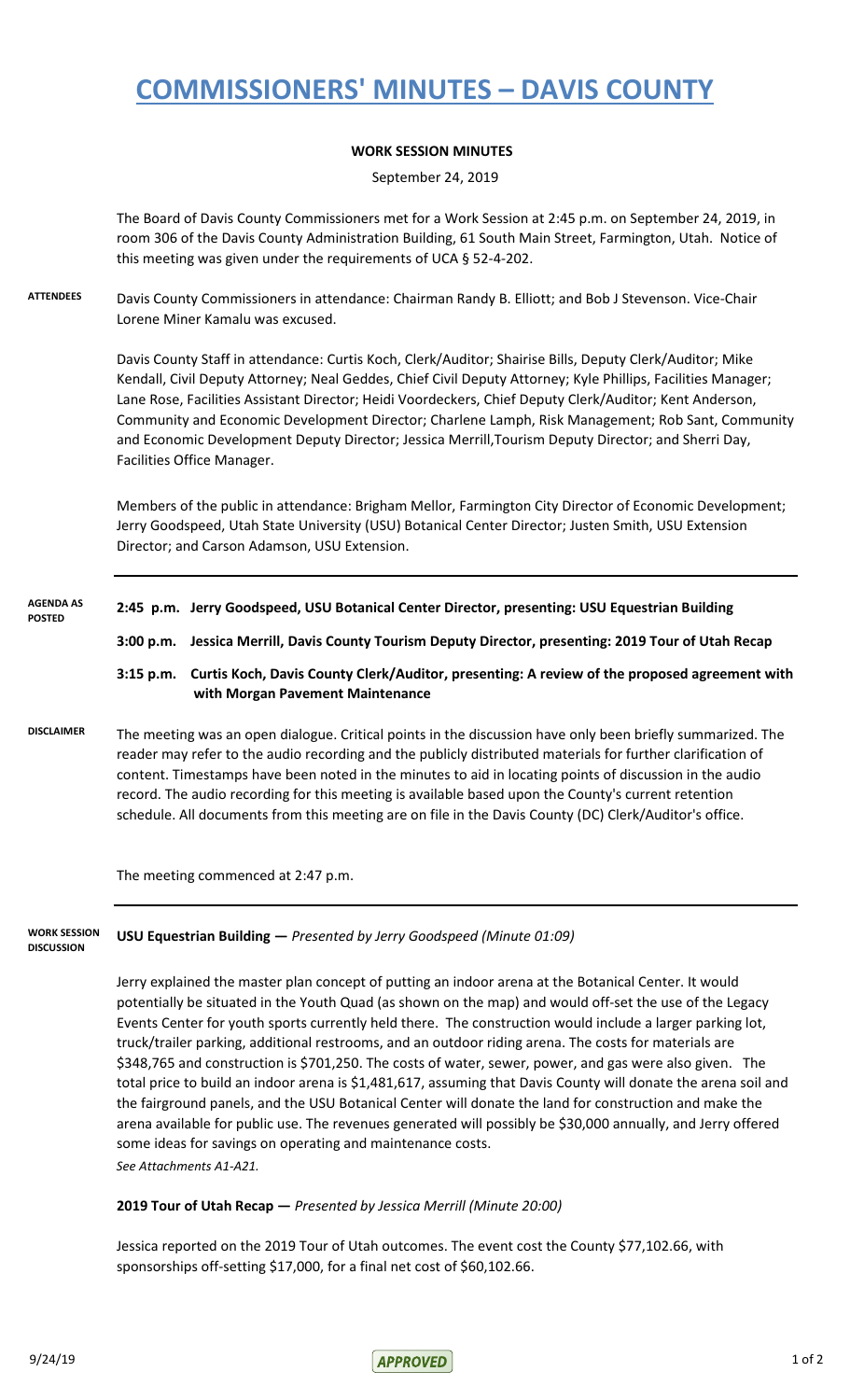# COMMISSIONERS' MINUTES – DAVIS COUNTY

**WORK SESSION MINUTES**

September 24, 2019

The Board of Davis County Commissioners met for a Work Session at 2:45 p.m. on September 24, 2019, in room 306 of the Davis County Administration Building, 61 South Main Street, Farmington, Utah. Notice of this meeting was given under the requirements of UCA § 52-4-202.

**ATTENDEES**

Davis County Commissioners in attendance: Chairman Randy B. Elliott; and Bob J Stevenson. Vice-Chair Lorene Miner Kamalu was excused.

Davis County Staff in attendance: Curtis Koch, Clerk/Auditor; Shairise Bills, Deputy Clerk/Auditor; Mike Kendall, Civil Deputy Attorney; Neal Geddes, Chief Civil Deputy Attorney; Kyle Phillips, Facilities Manager; Lane Rose, Facilities Assistant Director; Heidi Voordeckers, Chief Deputy Clerk/Auditor; Kent Anderson, Community and Economic Development Director; Charlene Lamph, Risk Management; Rob Sant, Community and Economic Development Deputy Director; Jessica Merrill,Tourism Deputy Director; and Sherri Day, Facilities Office Manager.

Members of the public in attendance: Brigham Mellor, Farmington City Director of Economic Development; Jerry Goodspeed, Utah State University (USU) Botanical Center Director; Justen Smith, USU Extension Director; and Carson Adamson, USU Extension.

**AGENDA AS POSTED**

**2:45 p.m. Jerry Goodspeed, USU Botanical Center Director, presenting: USU Equestrian Building**

**3:00 p.m. Jessica Merrill, Davis County Tourism Deputy Director, presenting: 2019 Tour of Utah Recap**

**3:15 p.m. Curtis Koch, Davis County Clerk/Auditor, presenting: A review of the proposed agreement with with Morgan Pavement Maintenance**

**DISCLAIMER**

The meeting was an open dialogue. Critical points in the discussion have only been briefly summarized. The reader may refer to the audio recording and the publicly distributed materials for further clarification of content. Timestamps have been noted in the minutes to aid in locating points of discussion in the audio record. The audio recording for this meeting is available based upon the County's current retention schedule. All documents from this meeting are on file in the Davis County (DC) Clerk/Auditor's office.

The meeting commenced at 2:47 p.m.

**WORK SESSION DISCUSSION**

**USU Equestrian Building —** *Presented by Jerry Goodspeed (Minute 01:09)*

Jerry explained the master plan concept of putting an indoor arena at the Botanical Center. It would potentially be situated in the Youth Quad (as shown on the map) and would off-set the use of the Legacy Events Center for youth sports currently held there. The construction would include a larger parking lot, truck/trailer parking, additional restrooms, and an outdoor riding arena. The costs for materials are $348,765 and construction is $701,250. The costs of water, sewer, power, and gas were also given. The total price to build an indoor arena is $1,481,617, assuming that Davis County will donate the arena soil and the fairground panels, and the USU Botanical Center will donate the land for construction and make the arena available for public use. The revenues generated will possibly be $30,000 annually, and Jerry offered some ideas for savings on operating and maintenance costs.
*See Attachments A1-A21.*

**2019 Tour of Utah Recap —** *Presented by Jessica Merrill (Minute 20:00)*

Jessica reported on the 2019 Tour of Utah outcomes. The event cost the County $77,102.66, with sponsorships off-setting $17,000, for a final net cost of $60,102.66.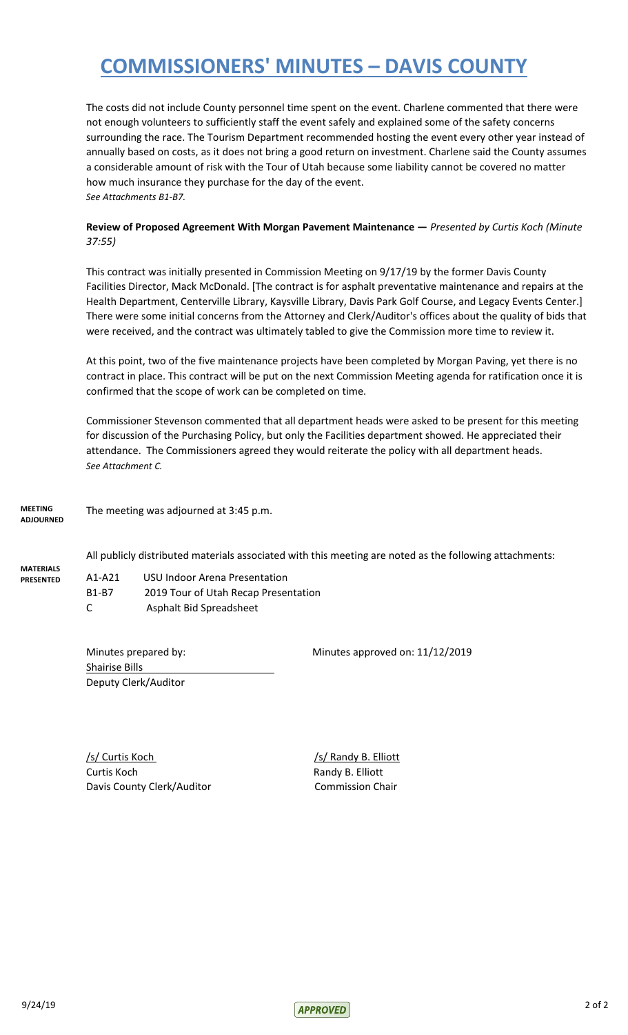# COMMISSIONERS' MINUTES – DAVIS COUNTY

The costs did not include County personnel time spent on the event. Charlene commented that there were not enough volunteers to sufficiently staff the event safely and explained some of the safety concerns surrounding the race. The Tourism Department recommended hosting the event every other year instead of annually based on costs, as it does not bring a good return on investment. Charlene said the County assumes a considerable amount of risk with the Tour of Utah because some liability cannot be covered no matter how much insurance they purchase for the day of the event.
*See Attachments B1-B7.*

**Review of Proposed Agreement With Morgan Pavement Maintenance —** *Presented by Curtis Koch (Minute 37:55)*

This contract was initially presented in Commission Meeting on 9/17/19 by the former Davis County Facilities Director, Mack McDonald. [The contract is for asphalt preventative maintenance and repairs at the Health Department, Centerville Library, Kaysville Library, Davis Park Golf Course, and Legacy Events Center.] There were some initial concerns from the Attorney and Clerk/Auditor's offices about the quality of bids that were received, and the contract was ultimately tabled to give the Commission more time to review it.

At this point, two of the five maintenance projects have been completed by Morgan Paving, yet there is no contract in place. This contract will be put on the next Commission Meeting agenda for ratification once it is confirmed that the scope of work can be completed on time.

Commissioner Stevenson commented that all department heads were asked to be present for this meeting for discussion of the Purchasing Policy, but only the Facilities department showed. He appreciated their attendance. The Commissioners agreed they would reiterate the policy with all department heads.
*See Attachment C.*

**MEETING ADJOURNED**

The meeting was adjourned at 3:45 p.m.

**MATERIALS PRESENTED**

All publicly distributed materials associated with this meeting are noted as the following attachments:

| | |
|---|---|
| A1-A21 | USU Indoor Arena Presentation |
| B1-B7 | 2019 Tour of Utah Recap Presentation |
| C | Asphalt Bid Spreadsheet |

Minutes prepared by: Shairise Bills
Deputy Clerk/Auditor

Minutes approved on: 11/12/2019

/s/ Curtis Koch
Curtis Koch
Davis County Clerk/Auditor

/s/ Randy B. Elliott
Randy B. Elliott
Commission Chair

9/24/19

APPROVED